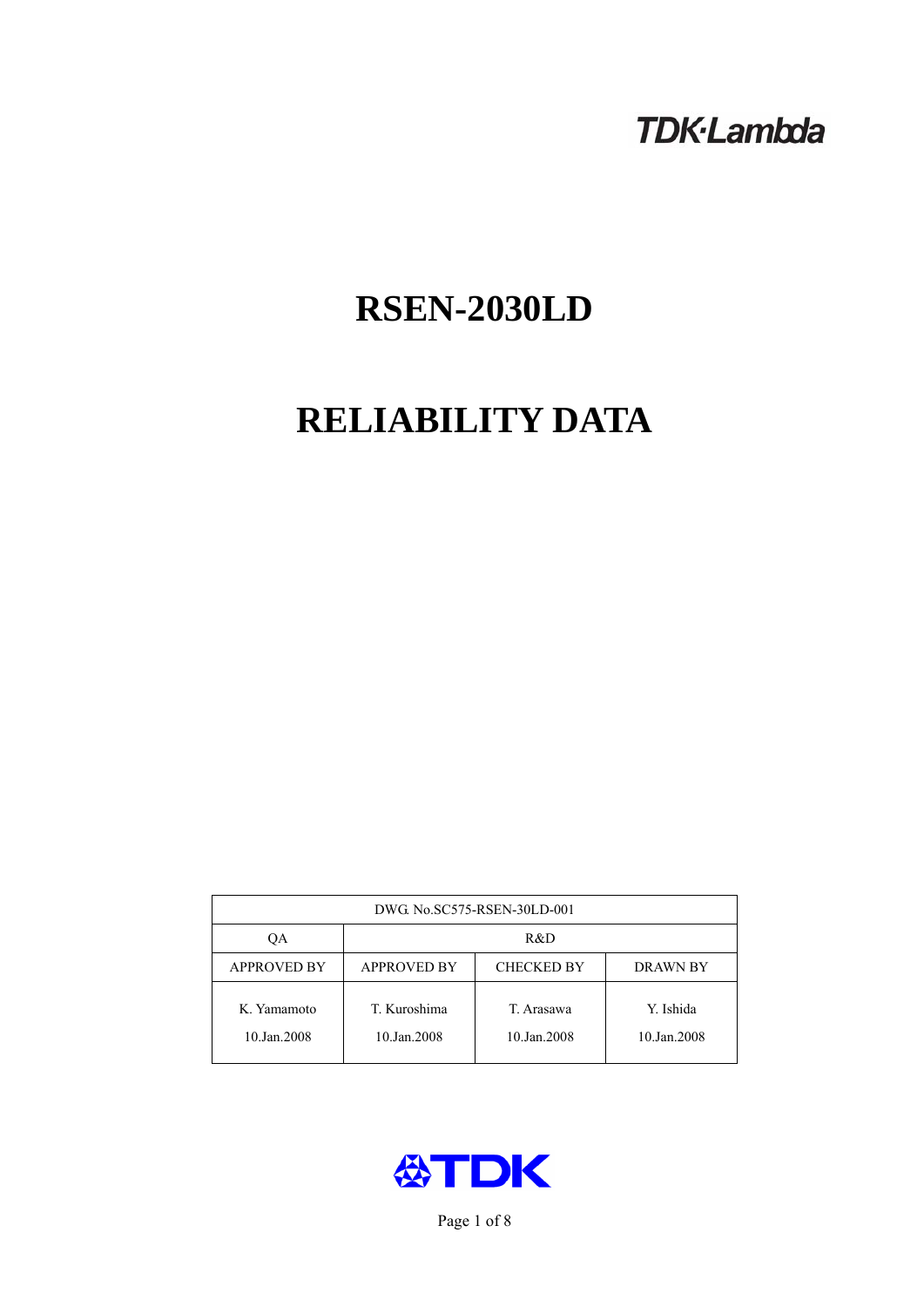TDK·Lambda

# RSEN-2030LD

# RELIABILITY DATA

| DWG. No.SC575-RSEN-30LD-001 | | | |
|---|---|---|---|
| QA | R&D | | |
| APPROVED BY | APPROVED BY | CHECKED BY | DRAWN BY |
| K. Yamamoto<br>10.Jan.2008 | T. Kuroshima<br>10.Jan.2008 | T. Arasawa<br>10.Jan.2008 | Y. Ishida<br>10.Jan.2008 |

TDK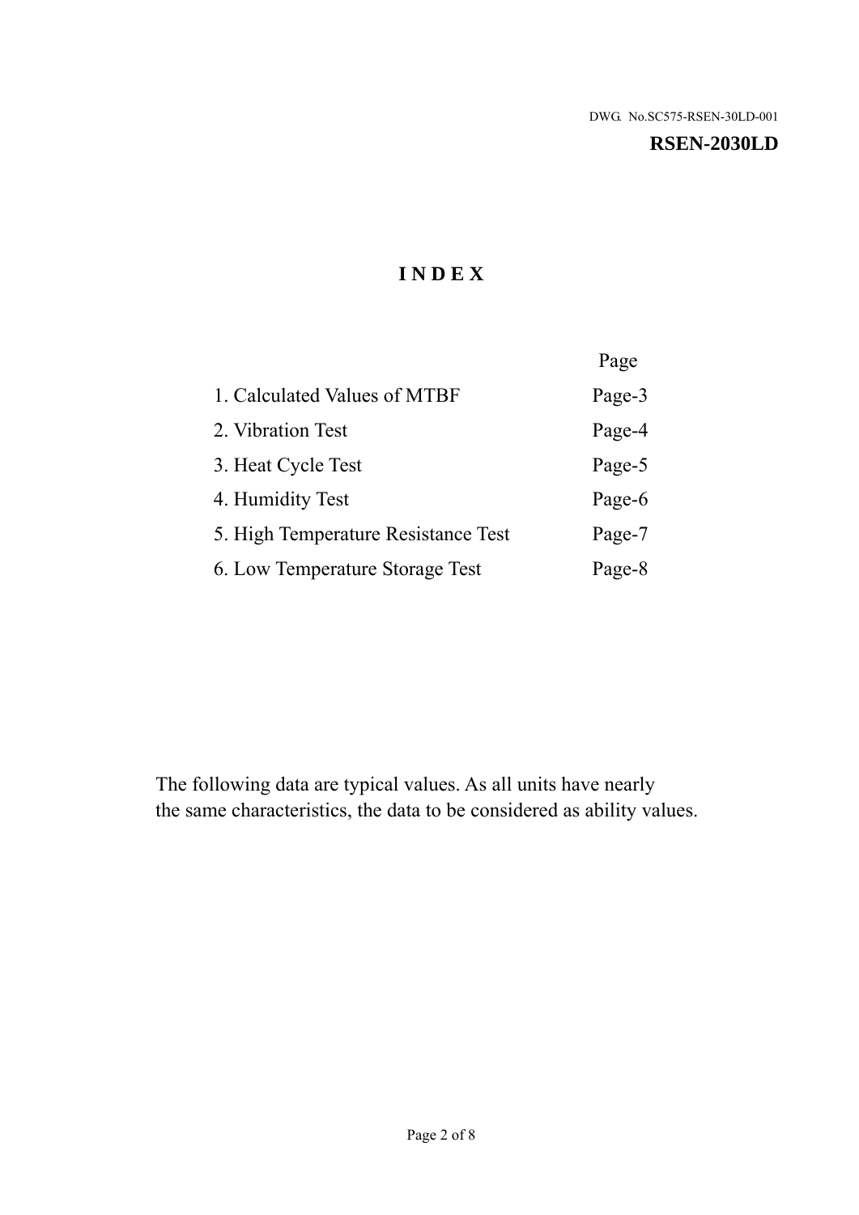DWG. No.SC575-RSEN-30LD-001

**RSEN-2030LD**

# INDEX

| | Page |
|---|---|
| 1. Calculated Values of MTBF | Page-3 |
| 2. Vibration Test | Page-4 |
| 3. Heat Cycle Test | Page-5 |
| 4. Humidity Test | Page-6 |
| 5. High Temperature Resistance Test | Page-7 |
| 6. Low Temperature Storage Test | Page-8 |

The following data are typical values. As all units have nearly the same characteristics, the data to be considered as ability values.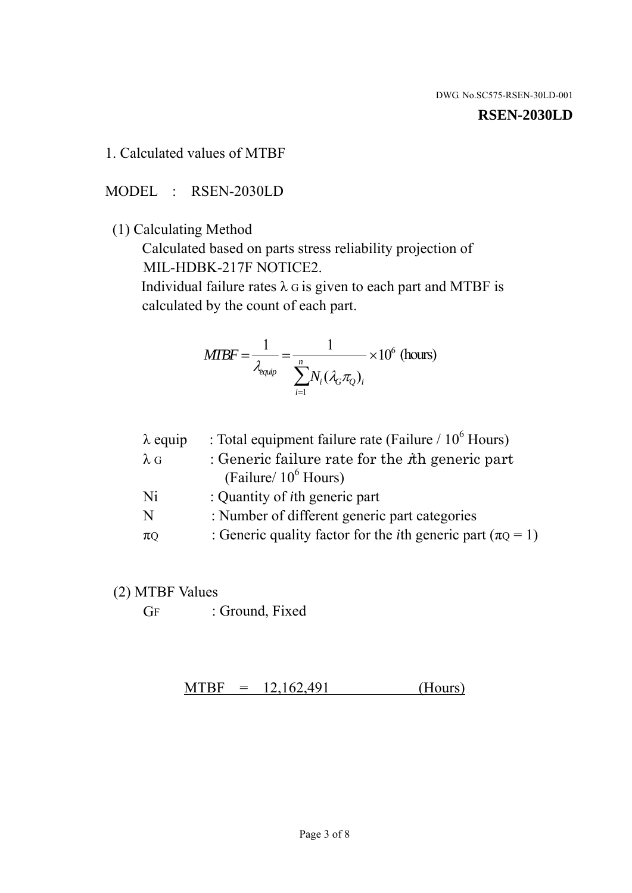DWG. No.SC575-RSEN-30LD-001

**RSEN-2030LD**

1. Calculated values of MTBF

MODEL : RSEN-2030LD

(1) Calculating Method

Calculated based on parts stress reliability projection of MIL-HDBK-217F NOTICE2.

Individual failure rates $\lambda_G$ is given to each part and MTBF is calculated by the count of each part.

$$MTBF = \frac{1}{\lambda_{equip}} = \frac{1}{\sum_{i=1}^{n} N_i (\lambda_G \pi_Q)_i} \times 10^6 \text{ (hours)}$$

| | |
|---|---|
| $\lambda$ equip | : Total equipment failure rate (Failure / $10^6$ Hours) |
| $\lambda_G$ | : Generic failure rate for the $i$th generic part (Failure/ $10^6$ Hours) |
| Ni | : Quantity of $i$th generic part |
| N | : Number of different generic part categories |
| $\pi_Q$ | : Generic quality factor for the $i$th generic part ($\pi_Q = 1$) |

(2) MTBF Values

$G_F$ : Ground, Fixed

MTBF = 12,162,491 (Hours)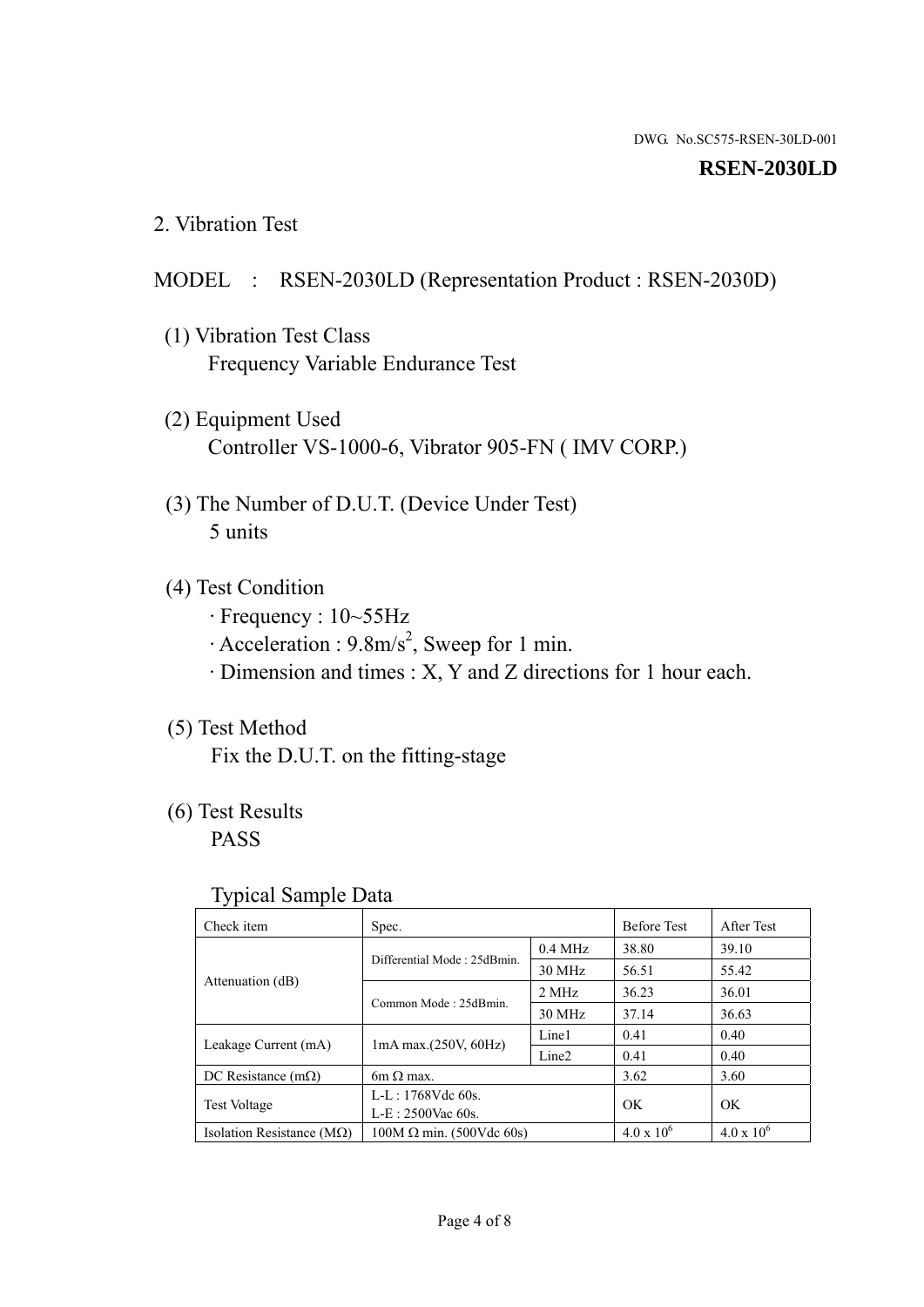DWG. No.SC575-RSEN-30LD-001

**RSEN-2030LD**

## 2. Vibration Test

MODEL : RSEN-2030LD (Representation Product : RSEN-2030D)

(1) Vibration Test Class
Frequency Variable Endurance Test

(2) Equipment Used
Controller VS-1000-6, Vibrator 905-FN ( IMV CORP.)

(3) The Number of D.U.T. (Device Under Test)
5 units

(4) Test Condition
· Frequency : 10~55Hz
· Acceleration : 9.8m/s$^2$, Sweep for 1 min.
· Dimension and times : X, Y and Z directions for 1 hour each.

(5) Test Method
Fix the D.U.T. on the fitting-stage

(6) Test Results
PASS

Typical Sample Data

| Check item | Spec. | | Before Test | After Test |
|---|---|---|---|---|
| Attenuation (dB) | Differential Mode : 25dBmin. | 0.4 MHz | 38.80 | 39.10 |
| | | 30 MHz | 56.51 | 55.42 |
| | Common Mode : 25dBmin. | 2 MHz | 36.23 | 36.01 |
| | | 30 MHz | 37.14 | 36.63 |
| Leakage Current (mA) | 1mA max.(250V, 60Hz) | Line1 | 0.41 | 0.40 |
| | | Line2 | 0.41 | 0.40 |
| DC Resistance (mΩ) | 6m Ω max. | | 3.62 | 3.60 |
| Test Voltage | L-L : 1768Vdc 60s.<br>L-E : 2500Vac 60s. | | OK | OK |
| Isolation Resistance (MΩ) | 100M Ω min. (500Vdc 60s) | | $4.0 \times 10^6$ | $4.0 \times 10^6$ |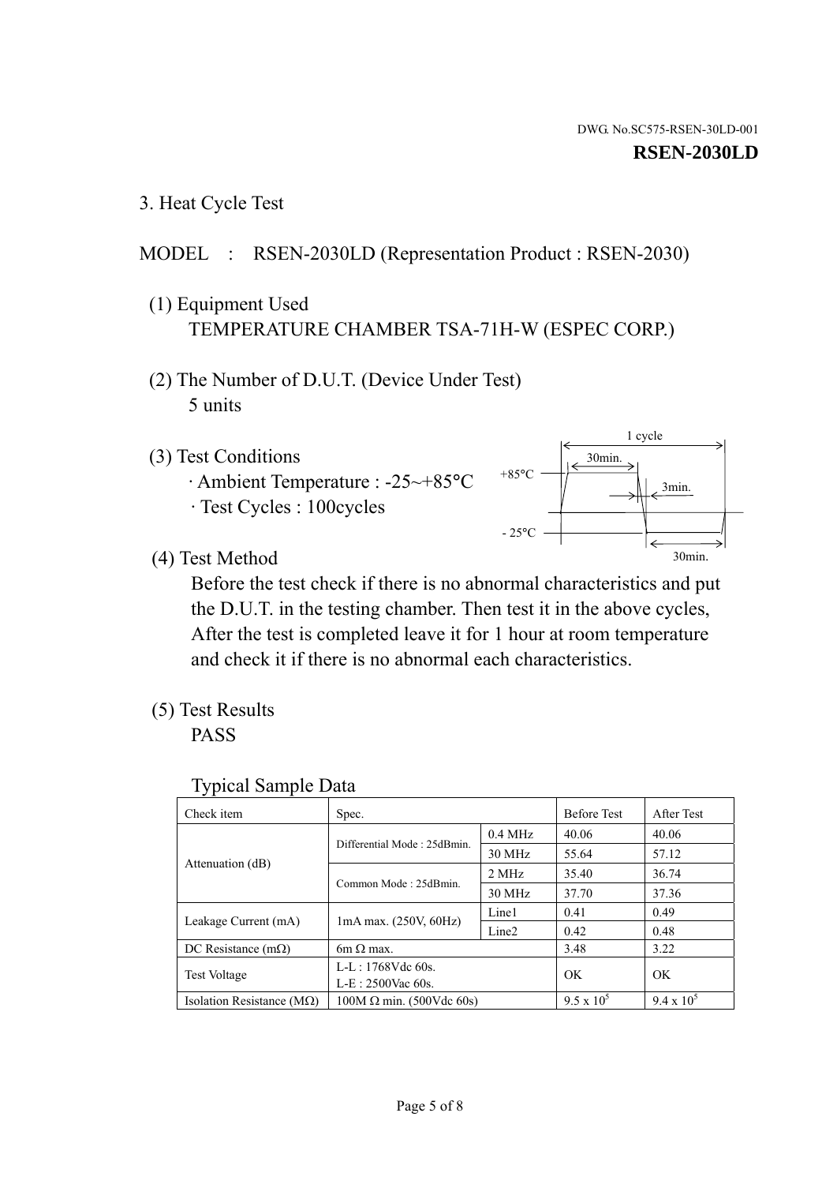DWG. No.SC575-RSEN-30LD-001

**RSEN-2030LD**

## 3. Heat Cycle Test

MODEL : RSEN-2030LD (Representation Product : RSEN-2030)

(1) Equipment Used
TEMPERATURE CHAMBER TSA-71H-W (ESPEC CORP.)

(2) The Number of D.U.T. (Device Under Test)
5 units

(3) Test Conditions
· Ambient Temperature : -25~+85°C
· Test Cycles : 100cycles

1 cycle
30min.
+85°C
3min.
- 25°C
30min.

(4) Test Method
Before the test check if there is no abnormal characteristics and put the D.U.T. in the testing chamber. Then test it in the above cycles, After the test is completed leave it for 1 hour at room temperature and check it if there is no abnormal each characteristics.

(5) Test Results
PASS

Typical Sample Data

| Check item | Spec. | | Before Test | After Test |
|---|---|---|---|---|
| Attenuation (dB) | Differential Mode : 25dBmin. | 0.4 MHz | 40.06 | 40.06 |
| | | 30 MHz | 55.64 | 57.12 |
| | Common Mode : 25dBmin. | 2 MHz | 35.40 | 36.74 |
| | | 30 MHz | 37.70 | 37.36 |
| Leakage Current (mA) | 1mA max. (250V, 60Hz) | Line1 | 0.41 | 0.49 |
| | | Line2 | 0.42 | 0.48 |
| DC Resistance (mΩ) | 6m Ω max. | | 3.48 | 3.22 |
| Test Voltage | L-L : 1768Vdc 60s.<br>L-E : 2500Vac 60s. | | OK | OK |
| Isolation Resistance (MΩ) | 100M Ω min. (500Vdc 60s) | | $9.5 \times 10^5$ | $9.4 \times 10^5$ |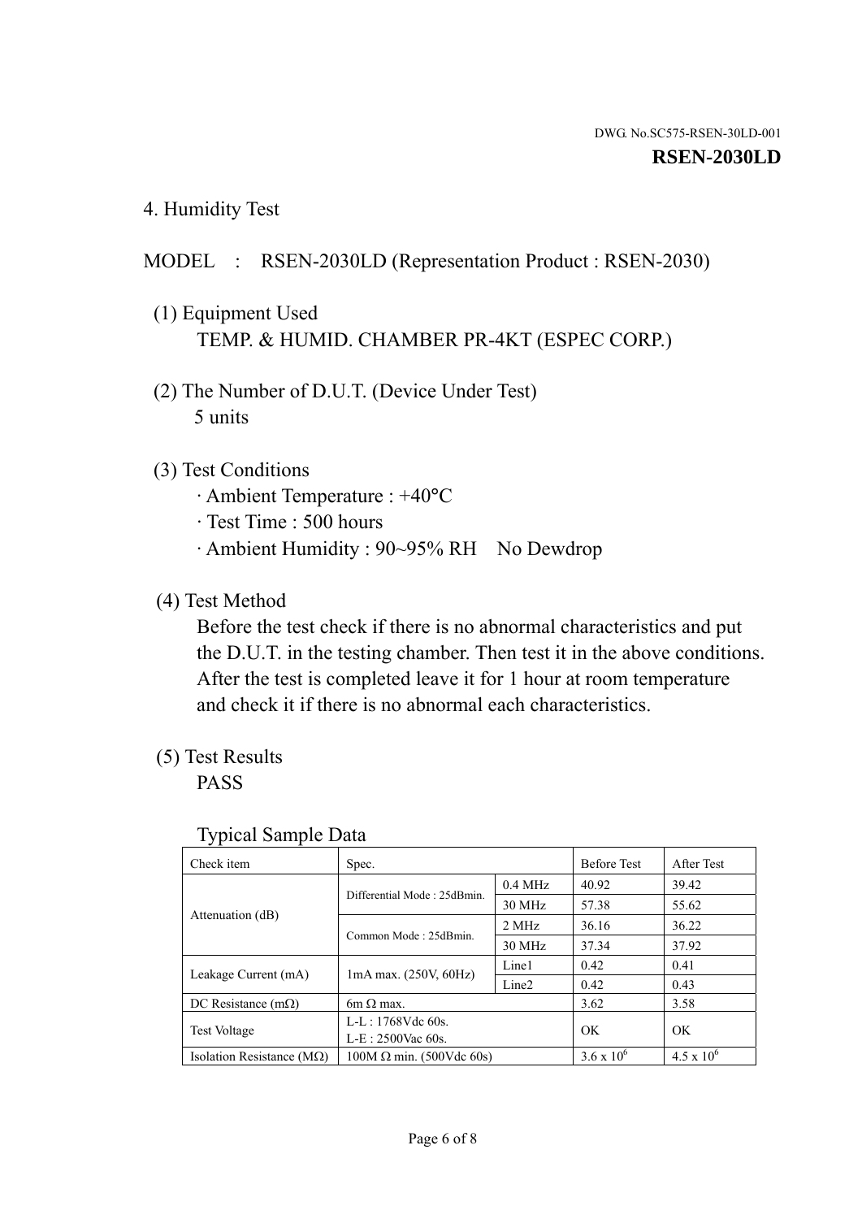DWG. No.SC575-RSEN-30LD-001

**RSEN-2030LD**

## 4. Humidity Test

MODEL : RSEN-2030LD (Representation Product : RSEN-2030)

(1) Equipment Used

TEMP. & HUMID. CHAMBER PR-4KT (ESPEC CORP.)

(2) The Number of D.U.T. (Device Under Test)

5 units

(3) Test Conditions

· Ambient Temperature : +40°C
· Test Time : 500 hours
· Ambient Humidity : 90~95% RH No Dewdrop

(4) Test Method

Before the test check if there is no abnormal characteristics and put the D.U.T. in the testing chamber. Then test it in the above conditions. After the test is completed leave it for 1 hour at room temperature and check it if there is no abnormal each characteristics.

(5) Test Results

PASS

Typical Sample Data

| Check item | Spec. | | Before Test | After Test |
|---|---|---|---|---|
| Attenuation (dB) | Differential Mode : 25dBmin. | 0.4 MHz | 40.92 | 39.42 |
| | | 30 MHz | 57.38 | 55.62 |
| | Common Mode : 25dBmin. | 2 MHz | 36.16 | 36.22 |
| | | 30 MHz | 37.34 | 37.92 |
| Leakage Current (mA) | 1mA max. (250V, 60Hz) | Line1 | 0.42 | 0.41 |
| | | Line2 | 0.42 | 0.43 |
| DC Resistance (mΩ) | 6m Ω max. | | 3.62 | 3.58 |
| Test Voltage | L-L : 1768Vdc 60s.<br>L-E : 2500Vac 60s. | | OK | OK |
| Isolation Resistance (MΩ) | 100M Ω min. (500Vdc 60s) | | $3.6 \times 10^6$ | $4.5 \times 10^6$ |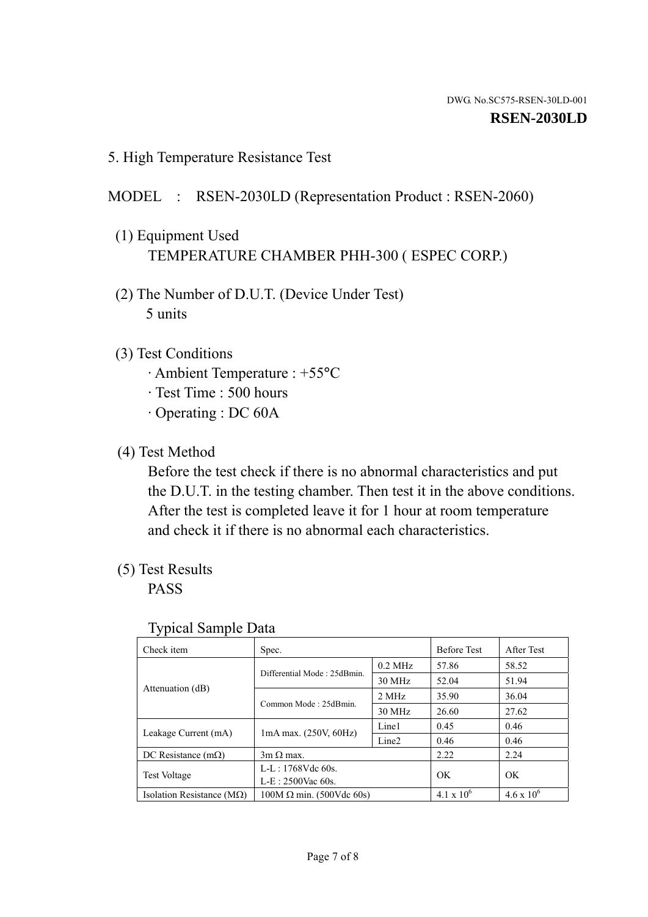DWG. No.SC575-RSEN-30LD-001

**RSEN-2030LD**

## 5. High Temperature Resistance Test

MODEL : RSEN-2030LD (Representation Product : RSEN-2060)

(1) Equipment Used

TEMPERATURE CHAMBER PHH-300 ( ESPEC CORP.)

(2) The Number of D.U.T. (Device Under Test)

5 units

(3) Test Conditions

- Ambient Temperature : +55°C
- Test Time : 500 hours
- Operating : DC 60A

(4) Test Method

Before the test check if there is no abnormal characteristics and put the D.U.T. in the testing chamber. Then test it in the above conditions. After the test is completed leave it for 1 hour at room temperature and check it if there is no abnormal each characteristics.

(5) Test Results

PASS

Typical Sample Data

| Check item | Spec. | | Before Test | After Test |
|---|---|---|---|---|
| Attenuation (dB) | Differential Mode : 25dBmin. | 0.2 MHz | 57.86 | 58.52 |
| | | 30 MHz | 52.04 | 51.94 |
| | Common Mode : 25dBmin. | 2 MHz | 35.90 | 36.04 |
| | | 30 MHz | 26.60 | 27.62 |
| Leakage Current (mA) | 1mA max. (250V, 60Hz) | Line1 | 0.45 | 0.46 |
| | | Line2 | 0.46 | 0.46 |
| DC Resistance (mΩ) | 3m Ω max. | | 2.22 | 2.24 |
| Test Voltage | L-L : 1768Vdc 60s.<br>L-E : 2500Vac 60s. | | OK | OK |
| Isolation Resistance (MΩ) | 100M Ω min. (500Vdc 60s) | | $4.1 \times 10^6$ | $4.6 \times 10^6$ |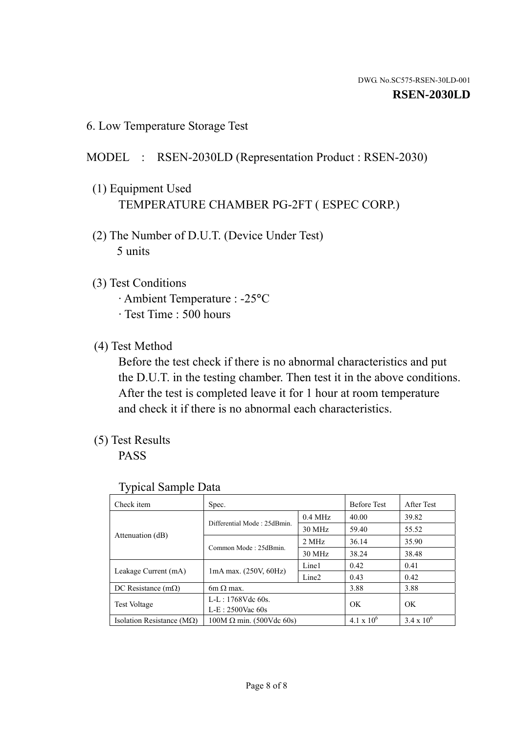DWG. No.SC575-RSEN-30LD-001

**RSEN-2030LD**

## 6. Low Temperature Storage Test

MODEL : RSEN-2030LD (Representation Product : RSEN-2030)

(1) Equipment Used
TEMPERATURE CHAMBER PG-2FT ( ESPEC CORP.)

(2) The Number of D.U.T. (Device Under Test)
5 units

(3) Test Conditions
· Ambient Temperature : -25°C
· Test Time : 500 hours

(4) Test Method
Before the test check if there is no abnormal characteristics and put the D.U.T. in the testing chamber. Then test it in the above conditions. After the test is completed leave it for 1 hour at room temperature and check it if there is no abnormal each characteristics.

(5) Test Results
PASS

Typical Sample Data

| Check item | Spec. | | Before Test | After Test |
|---|---|---|---|---|
| Attenuation (dB) | Differential Mode : 25dBmin. | 0.4 MHz | 40.00 | 39.82 |
| | | 30 MHz | 59.40 | 55.52 |
| | Common Mode : 25dBmin. | 2 MHz | 36.14 | 35.90 |
| | | 30 MHz | 38.24 | 38.48 |
| Leakage Current (mA) | 1mA max. (250V, 60Hz) | Line1 | 0.42 | 0.41 |
| | | Line2 | 0.43 | 0.42 |
| DC Resistance (mΩ) | 6m Ω max. | | 3.88 | 3.88 |
| Test Voltage | L-L : 1768Vdc 60s.<br>L-E : 2500Vac 60s | | OK | OK |
| Isolation Resistance (MΩ) | 100M Ω min. (500Vdc 60s) | | $4.1 \times 10^6$ | $3.4 \times 10^6$ |